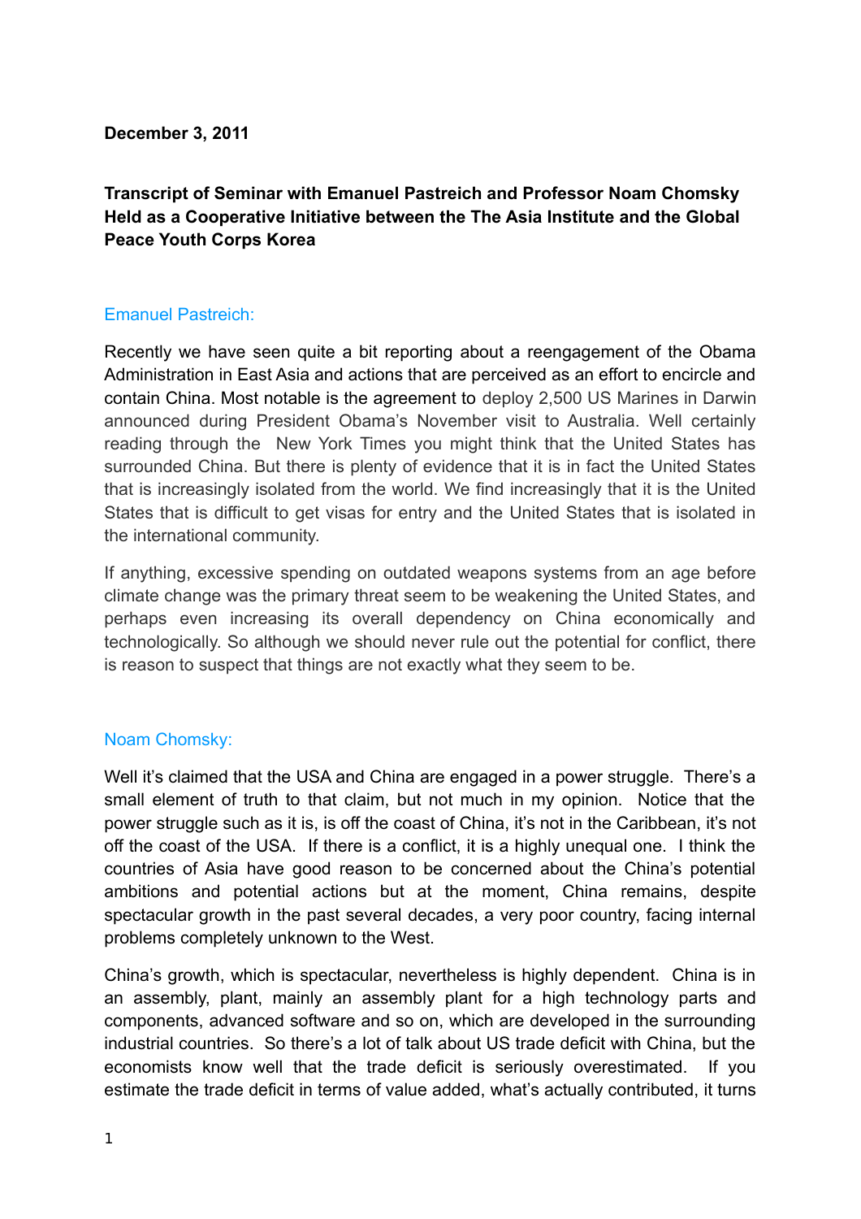**December 3, 2011**

**Transcript of Seminar with Emanuel Pastreich and Professor Noam Chomsky Held as a Cooperative Initiative between the The Asia Institute and the Global Peace Youth Corps Korea**

Emanuel Pastreich:

Recently we have seen quite a bit reporting about a reengagement of the Obama Administration in East Asia and actions that are perceived as an effort to encircle and contain China. Most notable is the agreement to deploy 2,500 US Marines in Darwin announced during President Obama's November visit to Australia. Well certainly reading through the New York Times you might think that the United States has surrounded China. But there is plenty of evidence that it is in fact the United States that is increasingly isolated from the world. We find increasingly that it is the United States that is difficult to get visas for entry and the United States that is isolated in the international community.

If anything, excessive spending on outdated weapons systems from an age before climate change was the primary threat seem to be weakening the United States, and perhaps even increasing its overall dependency on China economically and technologically. So although we should never rule out the potential for conflict, there is reason to suspect that things are not exactly what they seem to be.

Noam Chomsky:

Well it's claimed that the USA and China are engaged in a power struggle. There's a small element of truth to that claim, but not much in my opinion. Notice that the power struggle such as it is, is off the coast of China, it's not in the Caribbean, it's not off the coast of the USA. If there is a conflict, it is a highly unequal one. I think the countries of Asia have good reason to be concerned about the China's potential ambitions and potential actions but at the moment, China remains, despite spectacular growth in the past several decades, a very poor country, facing internal problems completely unknown to the West.

China's growth, which is spectacular, nevertheless is highly dependent. China is in an assembly, plant, mainly an assembly plant for a high technology parts and components, advanced software and so on, which are developed in the surrounding industrial countries. So there's a lot of talk about US trade deficit with China, but the economists know well that the trade deficit is seriously overestimated. If you estimate the trade deficit in terms of value added, what's actually contributed, it turns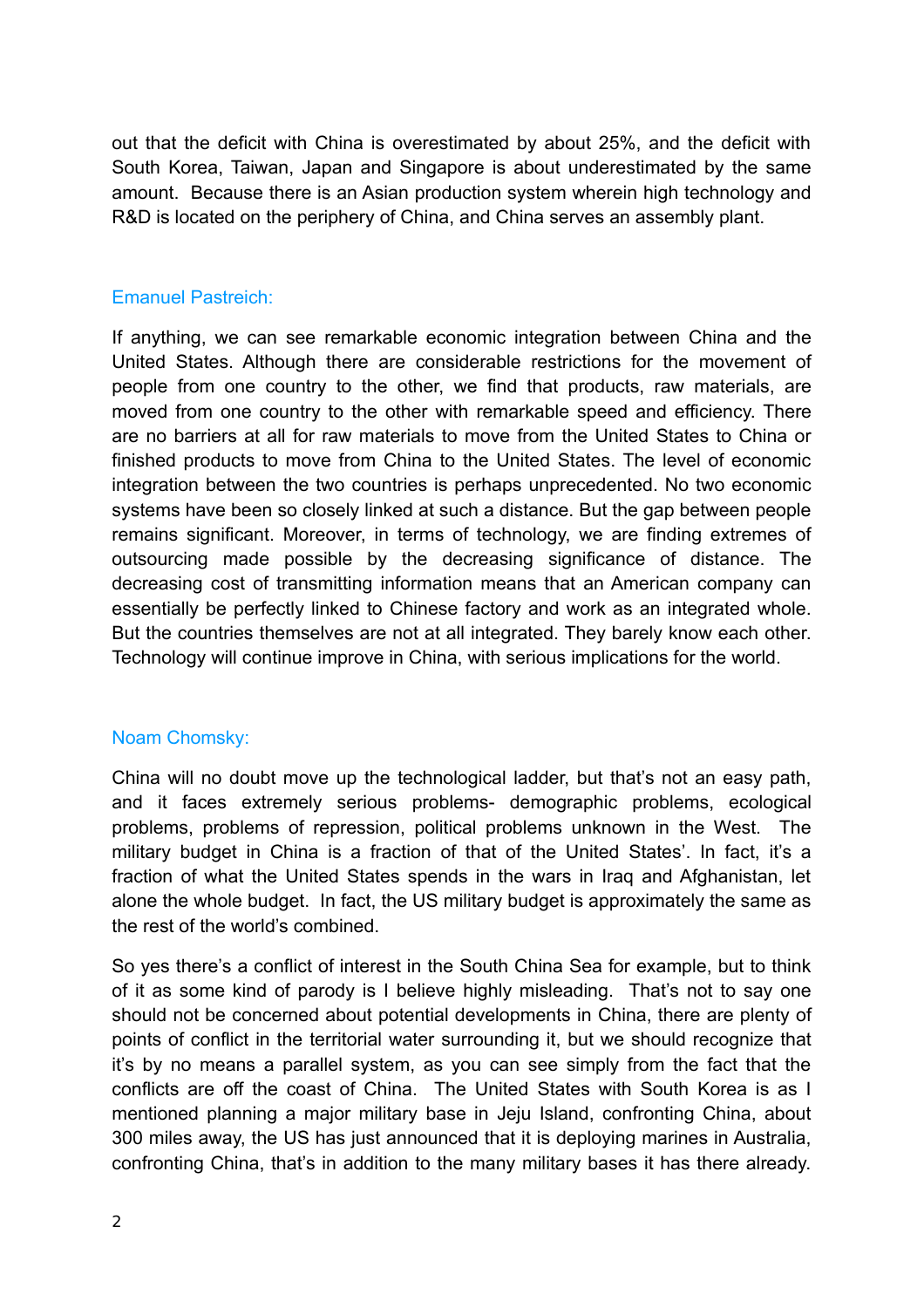out that the deficit with China is overestimated by about 25%, and the deficit with South Korea, Taiwan, Japan and Singapore is about underestimated by the same amount. Because there is an Asian production system wherein high technology and R&D is located on the periphery of China, and China serves an assembly plant.

Emanuel Pastreich:

If anything, we can see remarkable economic integration between China and the United States. Although there are considerable restrictions for the movement of people from one country to the other, we find that products, raw materials, are moved from one country to the other with remarkable speed and efficiency. There are no barriers at all for raw materials to move from the United States to China or finished products to move from China to the United States. The level of economic integration between the two countries is perhaps unprecedented. No two economic systems have been so closely linked at such a distance. But the gap between people remains significant. Moreover, in terms of technology, we are finding extremes of outsourcing made possible by the decreasing significance of distance. The decreasing cost of transmitting information means that an American company can essentially be perfectly linked to Chinese factory and work as an integrated whole. But the countries themselves are not at all integrated. They barely know each other. Technology will continue improve in China, with serious implications for the world.

Noam Chomsky:

China will no doubt move up the technological ladder, but that's not an easy path, and it faces extremely serious problems- demographic problems, ecological problems, problems of repression, political problems unknown in the West. The military budget in China is a fraction of that of the United States'. In fact, it's a fraction of what the United States spends in the wars in Iraq and Afghanistan, let alone the whole budget. In fact, the US military budget is approximately the same as the rest of the world's combined.

So yes there's a conflict of interest in the South China Sea for example, but to think of it as some kind of parody is I believe highly misleading. That's not to say one should not be concerned about potential developments in China, there are plenty of points of conflict in the territorial water surrounding it, but we should recognize that it's by no means a parallel system, as you can see simply from the fact that the conflicts are off the coast of China. The United States with South Korea is as I mentioned planning a major military base in Jeju Island, confronting China, about 300 miles away, the US has just announced that it is deploying marines in Australia, confronting China, that's in addition to the many military bases it has there already.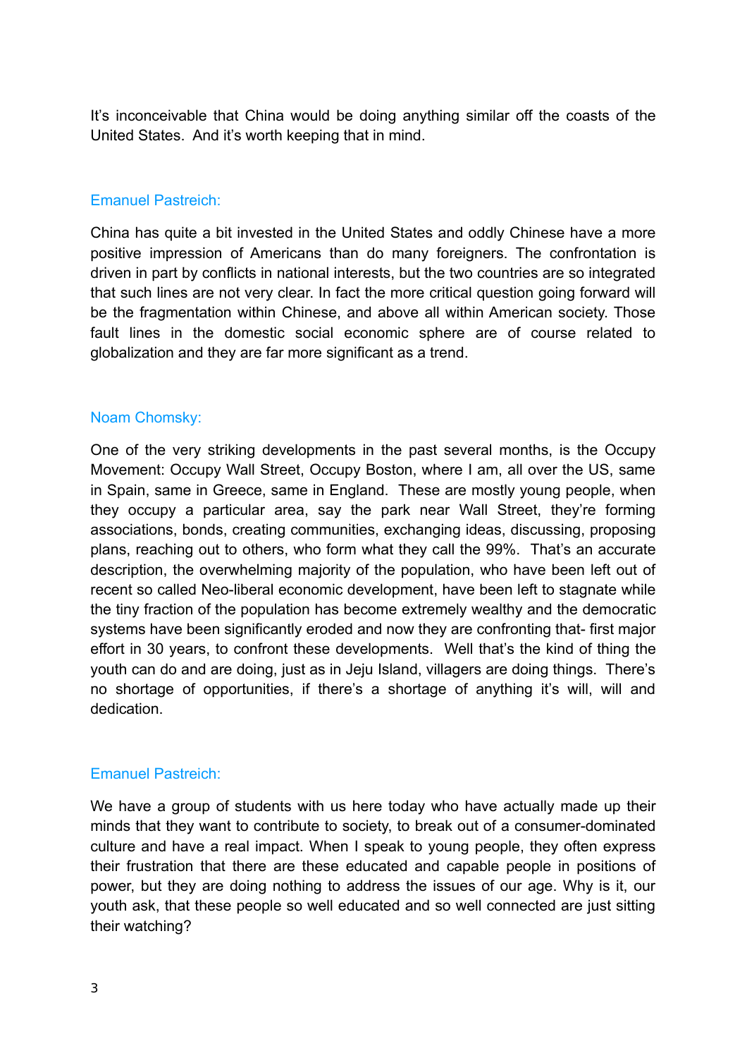It's inconceivable that China would be doing anything similar off the coasts of the United States. And it's worth keeping that in mind.

Emanuel Pastreich:

China has quite a bit invested in the United States and oddly Chinese have a more positive impression of Americans than do many foreigners. The confrontation is driven in part by conflicts in national interests, but the two countries are so integrated that such lines are not very clear. In fact the more critical question going forward will be the fragmentation within Chinese, and above all within American society. Those fault lines in the domestic social economic sphere are of course related to globalization and they are far more significant as a trend.

Noam Chomsky:

One of the very striking developments in the past several months, is the Occupy Movement: Occupy Wall Street, Occupy Boston, where I am, all over the US, same in Spain, same in Greece, same in England. These are mostly young people, when they occupy a particular area, say the park near Wall Street, they're forming associations, bonds, creating communities, exchanging ideas, discussing, proposing plans, reaching out to others, who form what they call the 99%. That's an accurate description, the overwhelming majority of the population, who have been left out of recent so called Neo-liberal economic development, have been left to stagnate while the tiny fraction of the population has become extremely wealthy and the democratic systems have been significantly eroded and now they are confronting that- first major effort in 30 years, to confront these developments. Well that's the kind of thing the youth can do and are doing, just as in Jeju Island, villagers are doing things. There's no shortage of opportunities, if there's a shortage of anything it's will, will and dedication.

Emanuel Pastreich:

We have a group of students with us here today who have actually made up their minds that they want to contribute to society, to break out of a consumer-dominated culture and have a real impact. When I speak to young people, they often express their frustration that there are these educated and capable people in positions of power, but they are doing nothing to address the issues of our age. Why is it, our youth ask, that these people so well educated and so well connected are just sitting their watching?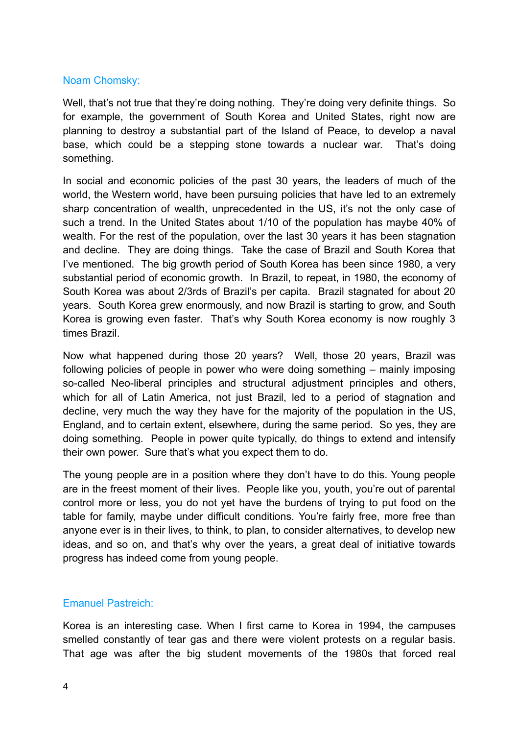Noam Chomsky:

Well, that's not true that they're doing nothing. They're doing very definite things. So for example, the government of South Korea and United States, right now are planning to destroy a substantial part of the Island of Peace, to develop a naval base, which could be a stepping stone towards a nuclear war. That's doing something.

In social and economic policies of the past 30 years, the leaders of much of the world, the Western world, have been pursuing policies that have led to an extremely sharp concentration of wealth, unprecedented in the US, it's not the only case of such a trend. In the United States about 1/10 of the population has maybe 40% of wealth. For the rest of the population, over the last 30 years it has been stagnation and decline. They are doing things. Take the case of Brazil and South Korea that I've mentioned. The big growth period of South Korea has been since 1980, a very substantial period of economic growth. In Brazil, to repeat, in 1980, the economy of South Korea was about 2/3rds of Brazil's per capita. Brazil stagnated for about 20 years. South Korea grew enormously, and now Brazil is starting to grow, and South Korea is growing even faster. That's why South Korea economy is now roughly 3 times Brazil.

Now what happened during those 20 years? Well, those 20 years, Brazil was following policies of people in power who were doing something – mainly imposing so-called Neo-liberal principles and structural adjustment principles and others, which for all of Latin America, not just Brazil, led to a period of stagnation and decline, very much the way they have for the majority of the population in the US, England, and to certain extent, elsewhere, during the same period. So yes, they are doing something. People in power quite typically, do things to extend and intensify their own power. Sure that's what you expect them to do.

The young people are in a position where they don't have to do this. Young people are in the freest moment of their lives. People like you, youth, you're out of parental control more or less, you do not yet have the burdens of trying to put food on the table for family, maybe under difficult conditions. You're fairly free, more free than anyone ever is in their lives, to think, to plan, to consider alternatives, to develop new ideas, and so on, and that's why over the years, a great deal of initiative towards progress has indeed come from young people.

Emanuel Pastreich:

Korea is an interesting case. When I first came to Korea in 1994, the campuses smelled constantly of tear gas and there were violent protests on a regular basis. That age was after the big student movements of the 1980s that forced real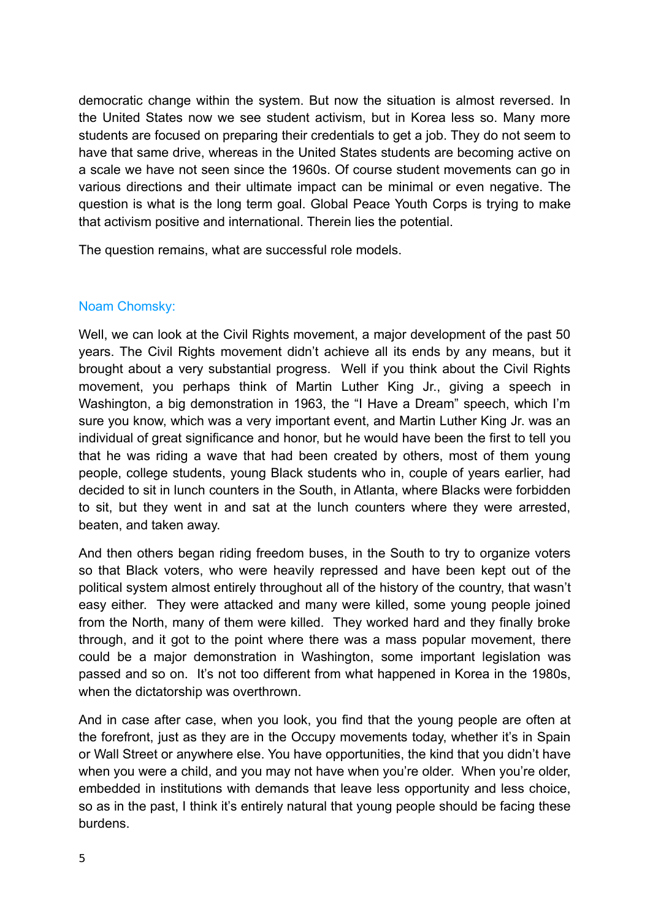democratic change within the system. But now the situation is almost reversed. In the United States now we see student activism, but in Korea less so. Many more students are focused on preparing their credentials to get a job. They do not seem to have that same drive, whereas in the United States students are becoming active on a scale we have not seen since the 1960s. Of course student movements can go in various directions and their ultimate impact can be minimal or even negative. The question is what is the long term goal. Global Peace Youth Corps is trying to make that activism positive and international. Therein lies the potential.

The question remains, what are successful role models.

Noam Chomsky:

Well, we can look at the Civil Rights movement, a major development of the past 50 years. The Civil Rights movement didn't achieve all its ends by any means, but it brought about a very substantial progress. Well if you think about the Civil Rights movement, you perhaps think of Martin Luther King Jr., giving a speech in Washington, a big demonstration in 1963, the "I Have a Dream" speech, which I'm sure you know, which was a very important event, and Martin Luther King Jr. was an individual of great significance and honor, but he would have been the first to tell you that he was riding a wave that had been created by others, most of them young people, college students, young Black students who in, couple of years earlier, had decided to sit in lunch counters in the South, in Atlanta, where Blacks were forbidden to sit, but they went in and sat at the lunch counters where they were arrested, beaten, and taken away.

And then others began riding freedom buses, in the South to try to organize voters so that Black voters, who were heavily repressed and have been kept out of the political system almost entirely throughout all of the history of the country, that wasn't easy either. They were attacked and many were killed, some young people joined from the North, many of them were killed. They worked hard and they finally broke through, and it got to the point where there was a mass popular movement, there could be a major demonstration in Washington, some important legislation was passed and so on. It's not too different from what happened in Korea in the 1980s, when the dictatorship was overthrown.

And in case after case, when you look, you find that the young people are often at the forefront, just as they are in the Occupy movements today, whether it's in Spain or Wall Street or anywhere else. You have opportunities, the kind that you didn't have when you were a child, and you may not have when you're older. When you're older, embedded in institutions with demands that leave less opportunity and less choice, so as in the past, I think it's entirely natural that young people should be facing these burdens.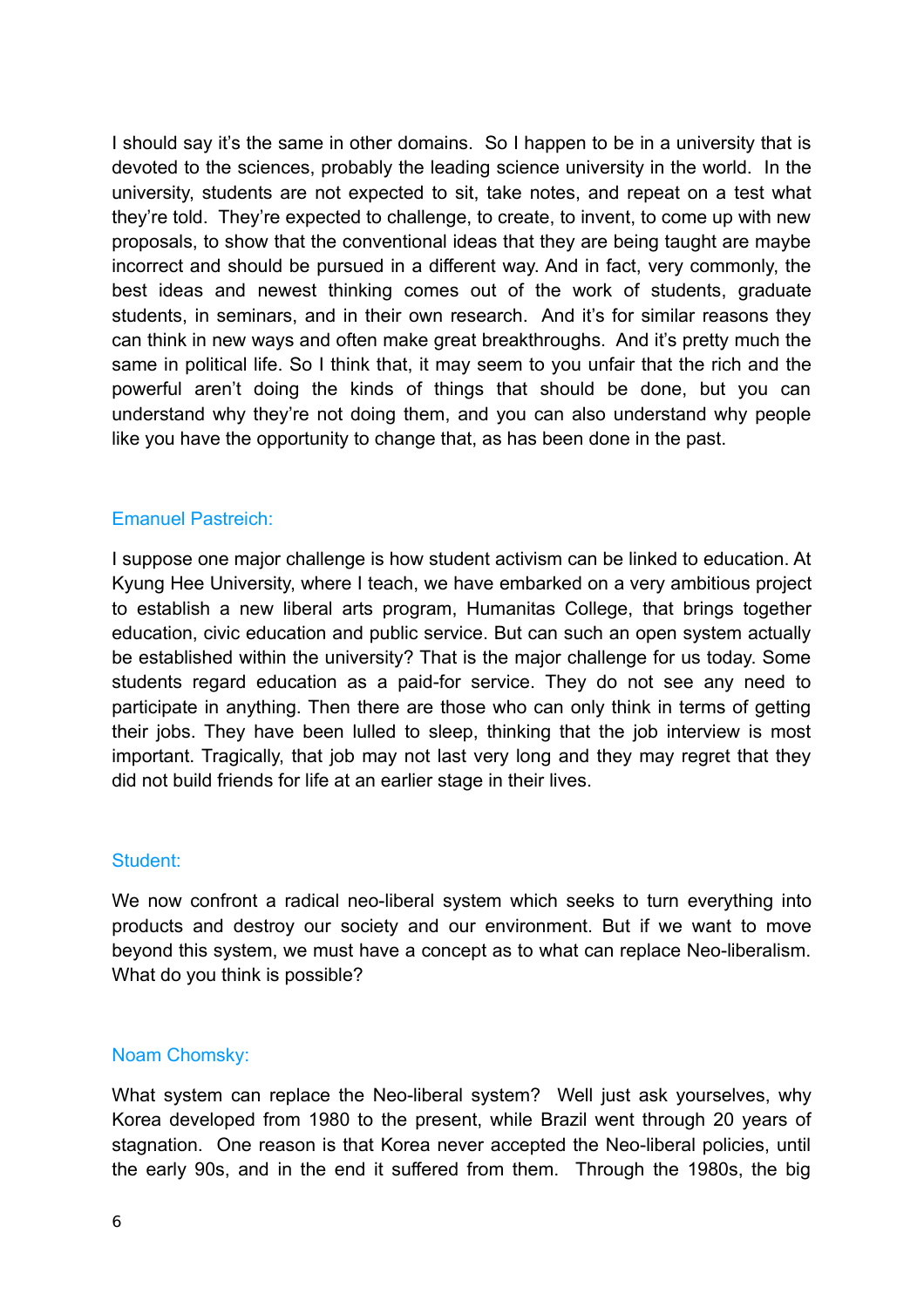I should say it's the same in other domains. So I happen to be in a university that is devoted to the sciences, probably the leading science university in the world. In the university, students are not expected to sit, take notes, and repeat on a test what they're told. They're expected to challenge, to create, to invent, to come up with new proposals, to show that the conventional ideas that they are being taught are maybe incorrect and should be pursued in a different way. And in fact, very commonly, the best ideas and newest thinking comes out of the work of students, graduate students, in seminars, and in their own research. And it's for similar reasons they can think in new ways and often make great breakthroughs. And it's pretty much the same in political life. So I think that, it may seem to you unfair that the rich and the powerful aren't doing the kinds of things that should be done, but you can understand why they're not doing them, and you can also understand why people like you have the opportunity to change that, as has been done in the past.

Emanuel Pastreich:

I suppose one major challenge is how student activism can be linked to education. At Kyung Hee University, where I teach, we have embarked on a very ambitious project to establish a new liberal arts program, Humanitas College, that brings together education, civic education and public service. But can such an open system actually be established within the university? That is the major challenge for us today. Some students regard education as a paid-for service. They do not see any need to participate in anything. Then there are those who can only think in terms of getting their jobs. They have been lulled to sleep, thinking that the job interview is most important. Tragically, that job may not last very long and they may regret that they did not build friends for life at an earlier stage in their lives.

Student:

We now confront a radical neo-liberal system which seeks to turn everything into products and destroy our society and our environment. But if we want to move beyond this system, we must have a concept as to what can replace Neo-liberalism. What do you think is possible?

Noam Chomsky:

What system can replace the Neo-liberal system? Well just ask yourselves, why Korea developed from 1980 to the present, while Brazil went through 20 years of stagnation. One reason is that Korea never accepted the Neo-liberal policies, until the early 90s, and in the end it suffered from them. Through the 1980s, the big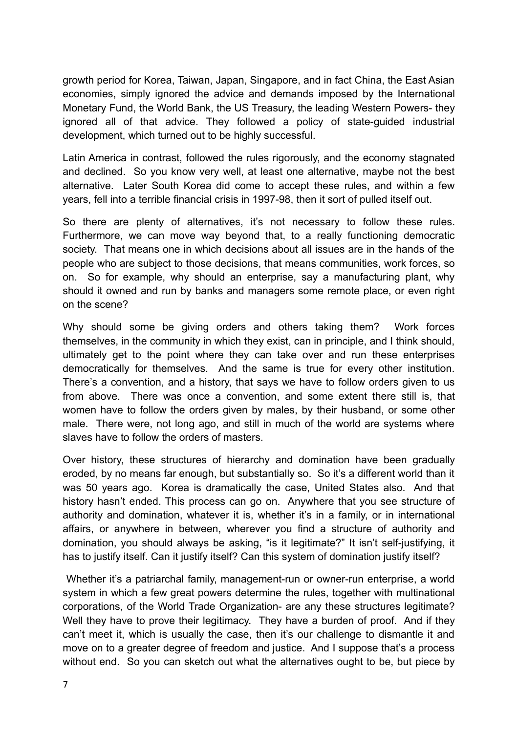growth period for Korea, Taiwan, Japan, Singapore, and in fact China, the East Asian economies, simply ignored the advice and demands imposed by the International Monetary Fund, the World Bank, the US Treasury, the leading Western Powers- they ignored all of that advice. They followed a policy of state-guided industrial development, which turned out to be highly successful.

Latin America in contrast, followed the rules rigorously, and the economy stagnated and declined. So you know very well, at least one alternative, maybe not the best alternative. Later South Korea did come to accept these rules, and within a few years, fell into a terrible financial crisis in 1997-98, then it sort of pulled itself out.

So there are plenty of alternatives, it's not necessary to follow these rules. Furthermore, we can move way beyond that, to a really functioning democratic society. That means one in which decisions about all issues are in the hands of the people who are subject to those decisions, that means communities, work forces, so on. So for example, why should an enterprise, say a manufacturing plant, why should it owned and run by banks and managers some remote place, or even right on the scene?

Why should some be giving orders and others taking them? Work forces themselves, in the community in which they exist, can in principle, and I think should, ultimately get to the point where they can take over and run these enterprises democratically for themselves. And the same is true for every other institution. There's a convention, and a history, that says we have to follow orders given to us from above. There was once a convention, and some extent there still is, that women have to follow the orders given by males, by their husband, or some other male. There were, not long ago, and still in much of the world are systems where slaves have to follow the orders of masters.

Over history, these structures of hierarchy and domination have been gradually eroded, by no means far enough, but substantially so. So it's a different world than it was 50 years ago. Korea is dramatically the case, United States also. And that history hasn't ended. This process can go on. Anywhere that you see structure of authority and domination, whatever it is, whether it's in a family, or in international affairs, or anywhere in between, wherever you find a structure of authority and domination, you should always be asking, "is it legitimate?" It isn't self-justifying, it has to justify itself. Can it justify itself? Can this system of domination justify itself?

Whether it's a patriarchal family, management-run or owner-run enterprise, a world system in which a few great powers determine the rules, together with multinational corporations, of the World Trade Organization- are any these structures legitimate? Well they have to prove their legitimacy. They have a burden of proof. And if they can't meet it, which is usually the case, then it's our challenge to dismantle it and move on to a greater degree of freedom and justice. And I suppose that's a process without end. So you can sketch out what the alternatives ought to be, but piece by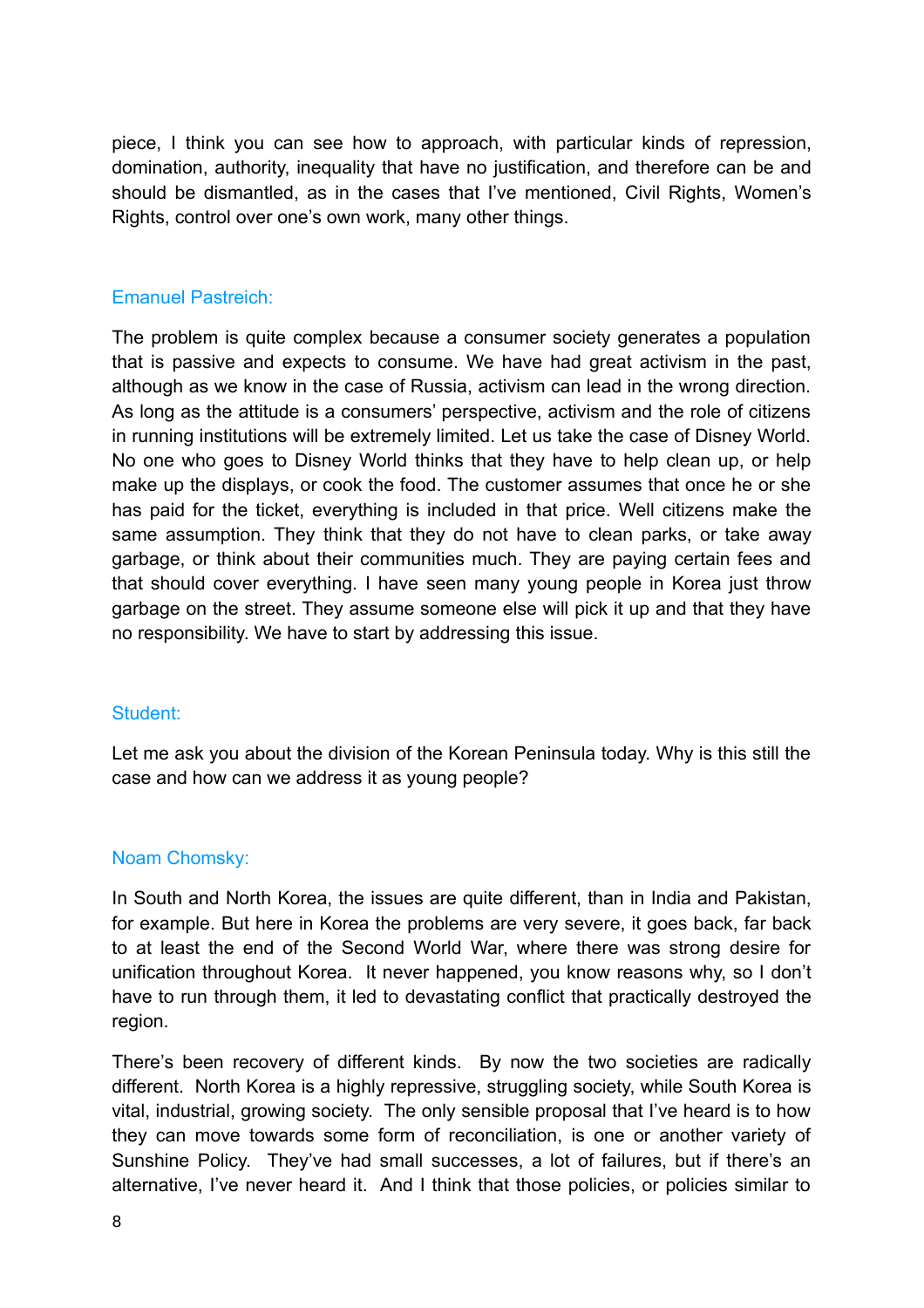piece, I think you can see how to approach, with particular kinds of repression, domination, authority, inequality that have no justification, and therefore can be and should be dismantled, as in the cases that I've mentioned, Civil Rights, Women's Rights, control over one's own work, many other things.

Emanuel Pastreich:

The problem is quite complex because a consumer society generates a population that is passive and expects to consume. We have had great activism in the past, although as we know in the case of Russia, activism can lead in the wrong direction. As long as the attitude is a consumers' perspective, activism and the role of citizens in running institutions will be extremely limited. Let us take the case of Disney World. No one who goes to Disney World thinks that they have to help clean up, or help make up the displays, or cook the food. The customer assumes that once he or she has paid for the ticket, everything is included in that price. Well citizens make the same assumption. They think that they do not have to clean parks, or take away garbage, or think about their communities much. They are paying certain fees and that should cover everything. I have seen many young people in Korea just throw garbage on the street. They assume someone else will pick it up and that they have no responsibility. We have to start by addressing this issue.

Student:

Let me ask you about the division of the Korean Peninsula today. Why is this still the case and how can we address it as young people?

Noam Chomsky:

In South and North Korea, the issues are quite different, than in India and Pakistan, for example. But here in Korea the problems are very severe, it goes back, far back to at least the end of the Second World War, where there was strong desire for unification throughout Korea. It never happened, you know reasons why, so I don't have to run through them, it led to devastating conflict that practically destroyed the region.

There's been recovery of different kinds. By now the two societies are radically different. North Korea is a highly repressive, struggling society, while South Korea is vital, industrial, growing society. The only sensible proposal that I've heard is to how they can move towards some form of reconciliation, is one or another variety of Sunshine Policy. They've had small successes, a lot of failures, but if there's an alternative, I've never heard it. And I think that those policies, or policies similar to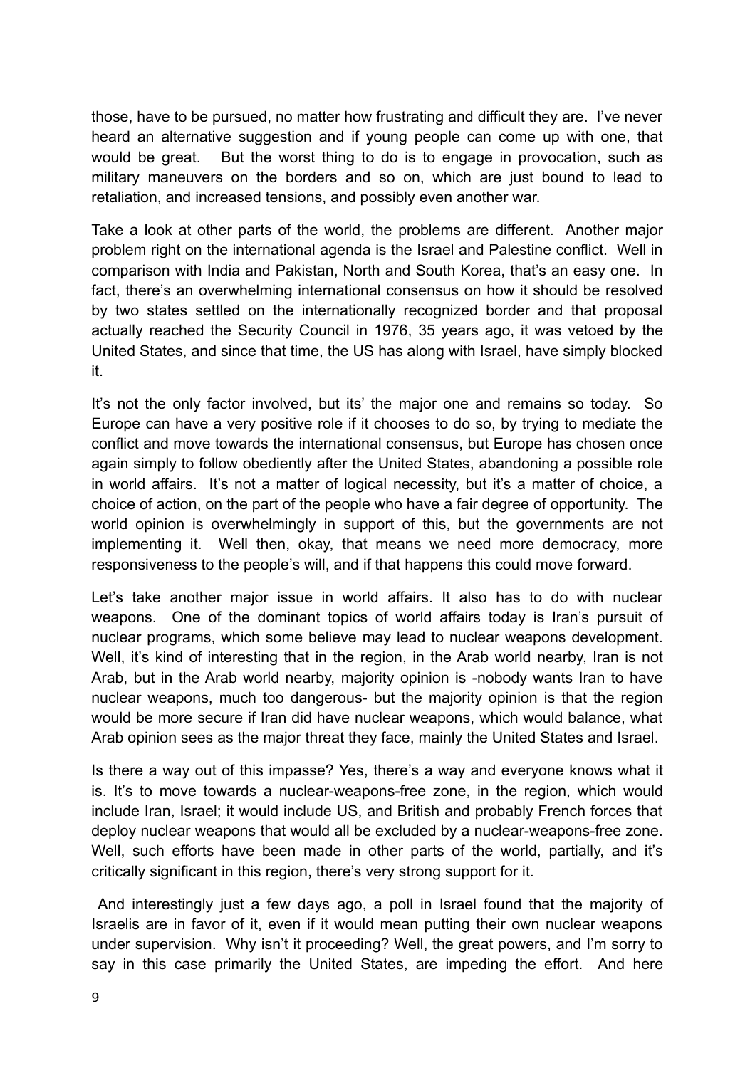those, have to be pursued, no matter how frustrating and difficult they are. I've never heard an alternative suggestion and if young people can come up with one, that would be great. But the worst thing to do is to engage in provocation, such as military maneuvers on the borders and so on, which are just bound to lead to retaliation, and increased tensions, and possibly even another war.

Take a look at other parts of the world, the problems are different. Another major problem right on the international agenda is the Israel and Palestine conflict. Well in comparison with India and Pakistan, North and South Korea, that's an easy one. In fact, there's an overwhelming international consensus on how it should be resolved by two states settled on the internationally recognized border and that proposal actually reached the Security Council in 1976, 35 years ago, it was vetoed by the United States, and since that time, the US has along with Israel, have simply blocked it.

It's not the only factor involved, but its' the major one and remains so today. So Europe can have a very positive role if it chooses to do so, by trying to mediate the conflict and move towards the international consensus, but Europe has chosen once again simply to follow obediently after the United States, abandoning a possible role in world affairs. It's not a matter of logical necessity, but it's a matter of choice, a choice of action, on the part of the people who have a fair degree of opportunity. The world opinion is overwhelmingly in support of this, but the governments are not implementing it. Well then, okay, that means we need more democracy, more responsiveness to the people's will, and if that happens this could move forward.

Let's take another major issue in world affairs. It also has to do with nuclear weapons. One of the dominant topics of world affairs today is Iran's pursuit of nuclear programs, which some believe may lead to nuclear weapons development. Well, it's kind of interesting that in the region, in the Arab world nearby, Iran is not Arab, but in the Arab world nearby, majority opinion is -nobody wants Iran to have nuclear weapons, much too dangerous- but the majority opinion is that the region would be more secure if Iran did have nuclear weapons, which would balance, what Arab opinion sees as the major threat they face, mainly the United States and Israel.

Is there a way out of this impasse? Yes, there's a way and everyone knows what it is. It's to move towards a nuclear-weapons-free zone, in the region, which would include Iran, Israel; it would include US, and British and probably French forces that deploy nuclear weapons that would all be excluded by a nuclear-weapons-free zone. Well, such efforts have been made in other parts of the world, partially, and it's critically significant in this region, there's very strong support for it.

And interestingly just a few days ago, a poll in Israel found that the majority of Israelis are in favor of it, even if it would mean putting their own nuclear weapons under supervision. Why isn't it proceeding? Well, the great powers, and I'm sorry to say in this case primarily the United States, are impeding the effort. And here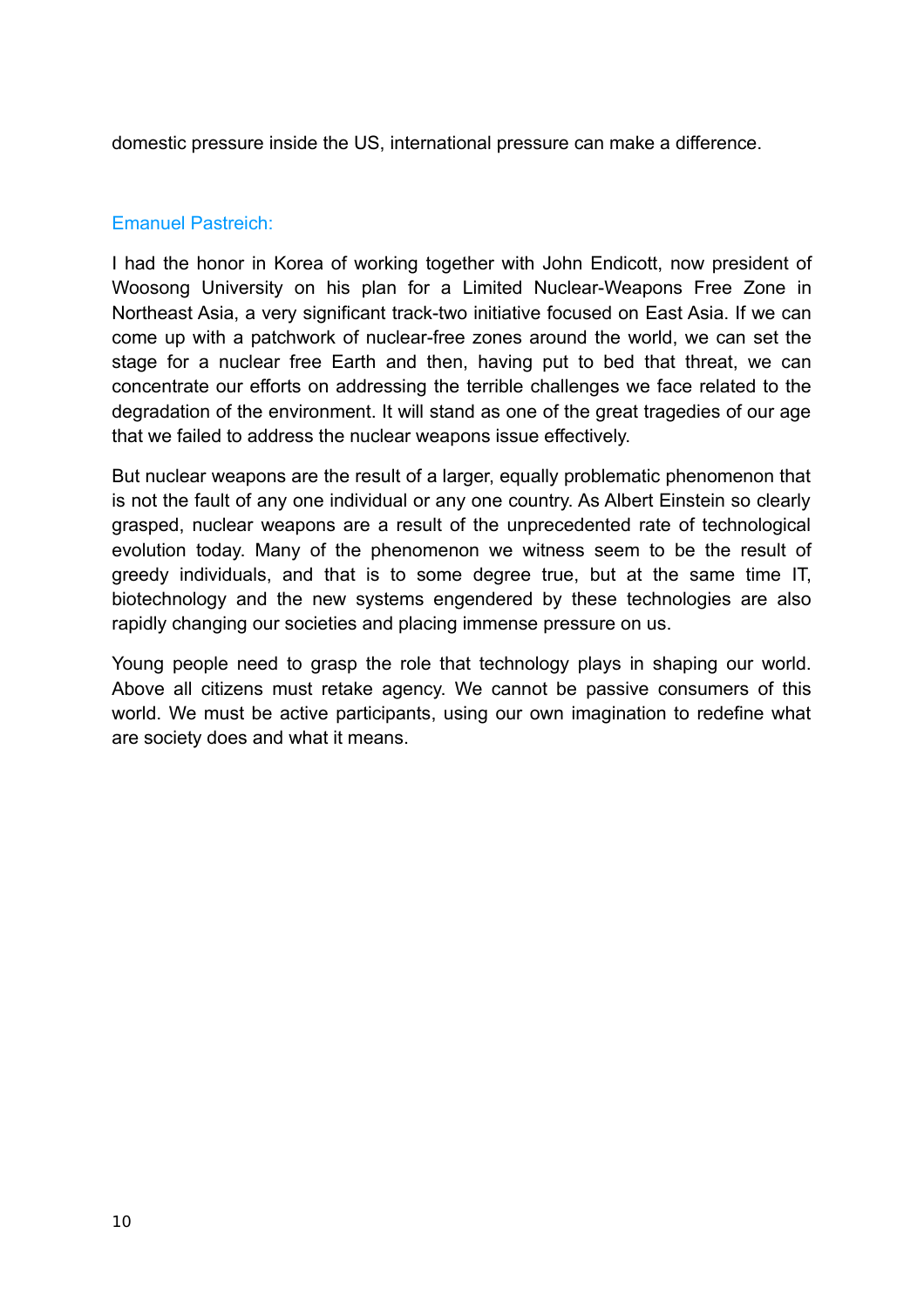domestic pressure inside the US, international pressure can make a difference.

Emanuel Pastreich:

I had the honor in Korea of working together with John Endicott, now president of Woosong University on his plan for a Limited Nuclear-Weapons Free Zone in Northeast Asia, a very significant track-two initiative focused on East Asia. If we can come up with a patchwork of nuclear-free zones around the world, we can set the stage for a nuclear free Earth and then, having put to bed that threat, we can concentrate our efforts on addressing the terrible challenges we face related to the degradation of the environment. It will stand as one of the great tragedies of our age that we failed to address the nuclear weapons issue effectively.

But nuclear weapons are the result of a larger, equally problematic phenomenon that is not the fault of any one individual or any one country. As Albert Einstein so clearly grasped, nuclear weapons are a result of the unprecedented rate of technological evolution today. Many of the phenomenon we witness seem to be the result of greedy individuals, and that is to some degree true, but at the same time IT, biotechnology and the new systems engendered by these technologies are also rapidly changing our societies and placing immense pressure on us.

Young people need to grasp the role that technology plays in shaping our world. Above all citizens must retake agency. We cannot be passive consumers of this world. We must be active participants, using our own imagination to redefine what are society does and what it means.